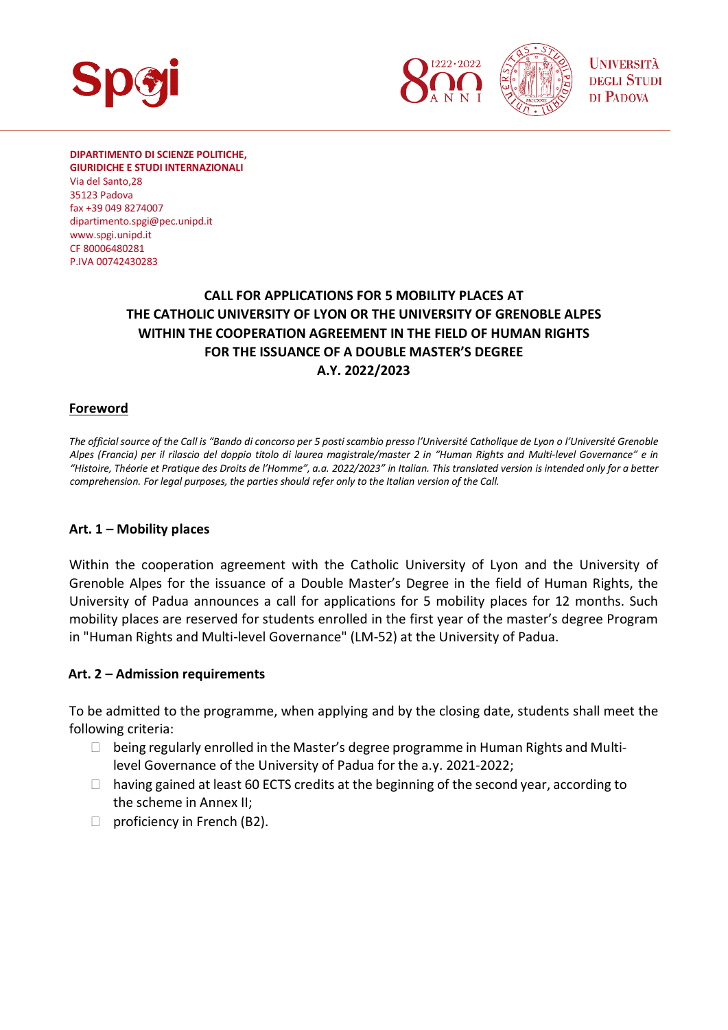**DIPARTIMENTO DI SCIENZE POLITICHE, GIURIDICHE E STUDI INTERNAZIONALI**
Via del Santo,28
35123 Padova
fax +39 049 8274007
dipartimento.spgi@pec.unipd.it
www.spgi.unipd.it
CF 80006480281
P.IVA 00742430283

# CALL FOR APPLICATIONS FOR 5 MOBILITY PLACES AT THE CATHOLIC UNIVERSITY OF LYON OR THE UNIVERSITY OF GRENOBLE ALPES WITHIN THE COOPERATION AGREEMENT IN THE FIELD OF HUMAN RIGHTS FOR THE ISSUANCE OF A DOUBLE MASTER'S DEGREE A.Y. 2022/2023

## Foreword

*The official source of the Call is "Bando di concorso per 5 posti scambio presso l'Université Catholique de Lyon o l'Université Grenoble Alpes (Francia) per il rilascio del doppio titolo di laurea magistrale/master 2 in "Human Rights and Multi-level Governance" e in "Histoire, Théorie et Pratique des Droits de l'Homme", a.a. 2022/2023" in Italian. This translated version is intended only for a better comprehension. For legal purposes, the parties should refer only to the Italian version of the Call.*

## Art. 1 – Mobility places

Within the cooperation agreement with the Catholic University of Lyon and the University of Grenoble Alpes for the issuance of a Double Master's Degree in the field of Human Rights, the University of Padua announces a call for applications for 5 mobility places for 12 months. Such mobility places are reserved for students enrolled in the first year of the master's degree Program in "Human Rights and Multi-level Governance" (LM-52) at the University of Padua.

## Art. 2 – Admission requirements

To be admitted to the programme, when applying and by the closing date, students shall meet the following criteria:

- being regularly enrolled in the Master's degree programme in Human Rights and Multi-level Governance of the University of Padua for the a.y. 2021-2022;
- having gained at least 60 ECTS credits at the beginning of the second year, according to the scheme in Annex II;
- proficiency in French (B2).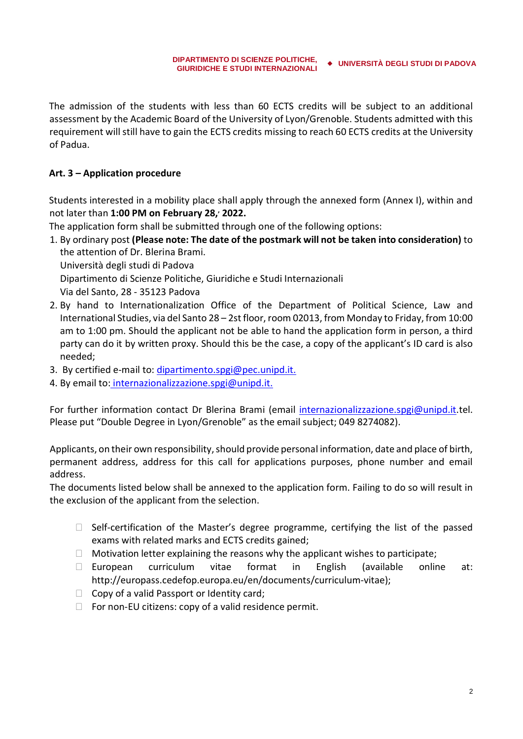The admission of the students with less than 60 ECTS credits will be subject to an additional assessment by the Academic Board of the University of Lyon/Grenoble. Students admitted with this requirement will still have to gain the ECTS credits missing to reach 60 ECTS credits at the University of Padua.

**Art. 3 – Application procedure**

Students interested in a mobility place shall apply through the annexed form (Annex I), within and not later than **1:00 PM on February 28, 2022.**

The application form shall be submitted through one of the following options:

1. By ordinary post **(Please note: The date of the postmark will not be taken into consideration)** to the attention of Dr. Blerina Brami.
   Università degli studi di Padova
   Dipartimento di Scienze Politiche, Giuridiche e Studi Internazionali
   Via del Santo, 28 - 35123 Padova
2. By hand to Internationalization Office of the Department of Political Science, Law and International Studies, via del Santo 28 – 2st floor, room 02013, from Monday to Friday, from 10:00 am to 1:00 pm. Should the applicant not be able to hand the application form in person, a third party can do it by written proxy. Should this be the case, a copy of the applicant's ID card is also needed;
3. By certified e-mail to: dipartimento.spgi@pec.unipd.it.
4. By email to: internazionalizzazione.spgi@unipd.it.

For further information contact Dr Blerina Brami (email internazionalizzazione.spgi@unipd.it.tel. Please put "Double Degree in Lyon/Grenoble" as the email subject; 049 8274082).

Applicants, on their own responsibility, should provide personal information, date and place of birth, permanent address, address for this call for applications purposes, phone number and email address.

The documents listed below shall be annexed to the application form. Failing to do so will result in the exclusion of the applicant from the selection.

- Self-certification of the Master's degree programme, certifying the list of the passed exams with related marks and ECTS credits gained;
- Motivation letter explaining the reasons why the applicant wishes to participate;
- European curriculum vitae format in English (available online at: http://europass.cedefop.europa.eu/en/documents/curriculum-vitae);
- Copy of a valid Passport or Identity card;
- For non-EU citizens: copy of a valid residence permit.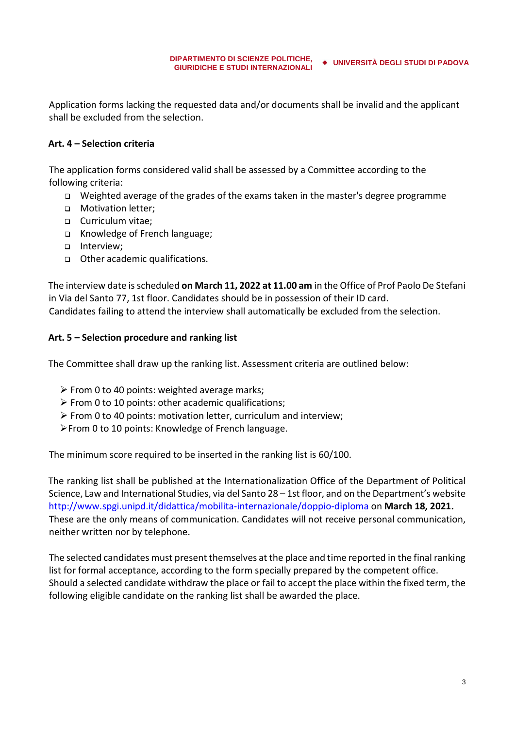Application forms lacking the requested data and/or documents shall be invalid and the applicant shall be excluded from the selection.

**Art. 4 – Selection criteria**

The application forms considered valid shall be assessed by a Committee according to the following criteria:

- Weighted average of the grades of the exams taken in the master's degree programme
- Motivation letter;
- Curriculum vitae;
- Knowledge of French language;
- Interview;
- Other academic qualifications.

The interview date is scheduled **on March 11, 2022 at 11.00 am** in the Office of Prof Paolo De Stefani in Via del Santo 77, 1st floor. Candidates should be in possession of their ID card.
Candidates failing to attend the interview shall automatically be excluded from the selection.

**Art. 5 – Selection procedure and ranking list**

The Committee shall draw up the ranking list. Assessment criteria are outlined below:

- From 0 to 40 points: weighted average marks;
- From 0 to 10 points: other academic qualifications;
- From 0 to 40 points: motivation letter, curriculum and interview;
- From 0 to 10 points: Knowledge of French language.

The minimum score required to be inserted in the ranking list is 60/100.

The ranking list shall be published at the Internationalization Office of the Department of Political Science, Law and International Studies, via del Santo 28 – 1st floor, and on the Department's website http://www.spgi.unipd.it/didattica/mobilita-internazionale/doppio-diploma on **March 18, 2021.** These are the only means of communication. Candidates will not receive personal communication, neither written nor by telephone.

The selected candidates must present themselves at the place and time reported in the final ranking list for formal acceptance, according to the form specially prepared by the competent office.
Should a selected candidate withdraw the place or fail to accept the place within the fixed term, the following eligible candidate on the ranking list shall be awarded the place.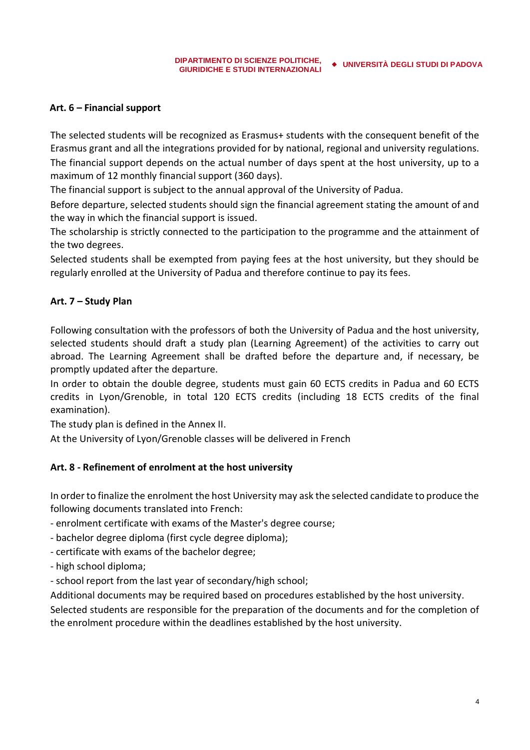## Art. 6 – Financial support

The selected students will be recognized as Erasmus+ students with the consequent benefit of the Erasmus grant and all the integrations provided for by national, regional and university regulations. The financial support depends on the actual number of days spent at the host university, up to a maximum of 12 monthly financial support (360 days).

The financial support is subject to the annual approval of the University of Padua.

Before departure, selected students should sign the financial agreement stating the amount of and the way in which the financial support is issued.

The scholarship is strictly connected to the participation to the programme and the attainment of the two degrees.

Selected students shall be exempted from paying fees at the host university, but they should be regularly enrolled at the University of Padua and therefore continue to pay its fees.

## Art. 7 – Study Plan

Following consultation with the professors of both the University of Padua and the host university, selected students should draft a study plan (Learning Agreement) of the activities to carry out abroad. The Learning Agreement shall be drafted before the departure and, if necessary, be promptly updated after the departure.

In order to obtain the double degree, students must gain 60 ECTS credits in Padua and 60 ECTS credits in Lyon/Grenoble, in total 120 ECTS credits (including 18 ECTS credits of the final examination).

The study plan is defined in the Annex II.

At the University of Lyon/Grenoble classes will be delivered in French

## Art. 8 - Refinement of enrolment at the host university

In order to finalize the enrolment the host University may ask the selected candidate to produce the following documents translated into French:

- enrolment certificate with exams of the Master's degree course;
- bachelor degree diploma (first cycle degree diploma);
- certificate with exams of the bachelor degree;
- high school diploma;
- school report from the last year of secondary/high school;

Additional documents may be required based on procedures established by the host university.

Selected students are responsible for the preparation of the documents and for the completion of the enrolment procedure within the deadlines established by the host university.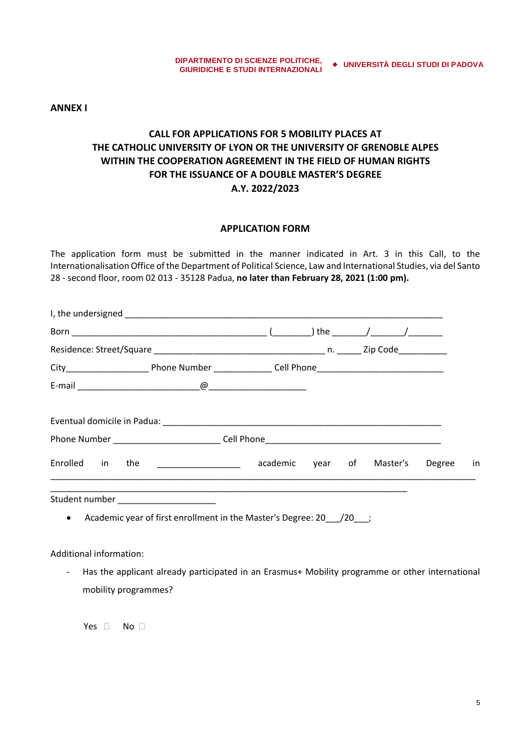DIPARTIMENTO DI SCIENZE POLITICHE, GIURIDICHE E STUDI INTERNAZIONALI ◆ UNIVERSITÀ DEGLI STUDI DI PADOVA

**ANNEX I**

## CALL FOR APPLICATIONS FOR 5 MOBILITY PLACES AT THE CATHOLIC UNIVERSITY OF LYON OR THE UNIVERSITY OF GRENOBLE ALPES WITHIN THE COOPERATION AGREEMENT IN THE FIELD OF HUMAN RIGHTS FOR THE ISSUANCE OF A DOUBLE MASTER'S DEGREE A.Y. 2022/2023

### APPLICATION FORM

The application form must be submitted in the manner indicated in Art. 3 in this Call, to the Internationalisation Office of the Department of Political Science, Law and International Studies, via del Santo 28 - second floor, room 02 013 - 35128 Padua, **no later than February 28, 2021 (1:00 pm).**

I, the undersigned ________________________________________________________________

Born ________________________________________ (________) the _______/_______/_______

Residence: Street/Square ___________________________________ n. _____ Zip Code__________

City_________________ Phone Number ____________ Cell Phone__________________________

E-mail _________________________@____________________

Eventual domicile in Padua: _________________________________________________________

Phone Number ______________________ Cell Phone____________________________________

Enrolled in the _________________ academic year of Master's Degree in ______________________________________________________________________________________________________________________________________________________________________________

Student number ____________________

- Academic year of first enrollment in the Master's Degree: 20___/20___;

Additional information:

- Has the applicant already participated in an Erasmus+ Mobility programme or other international mobility programmes?

Yes ☐ No ☐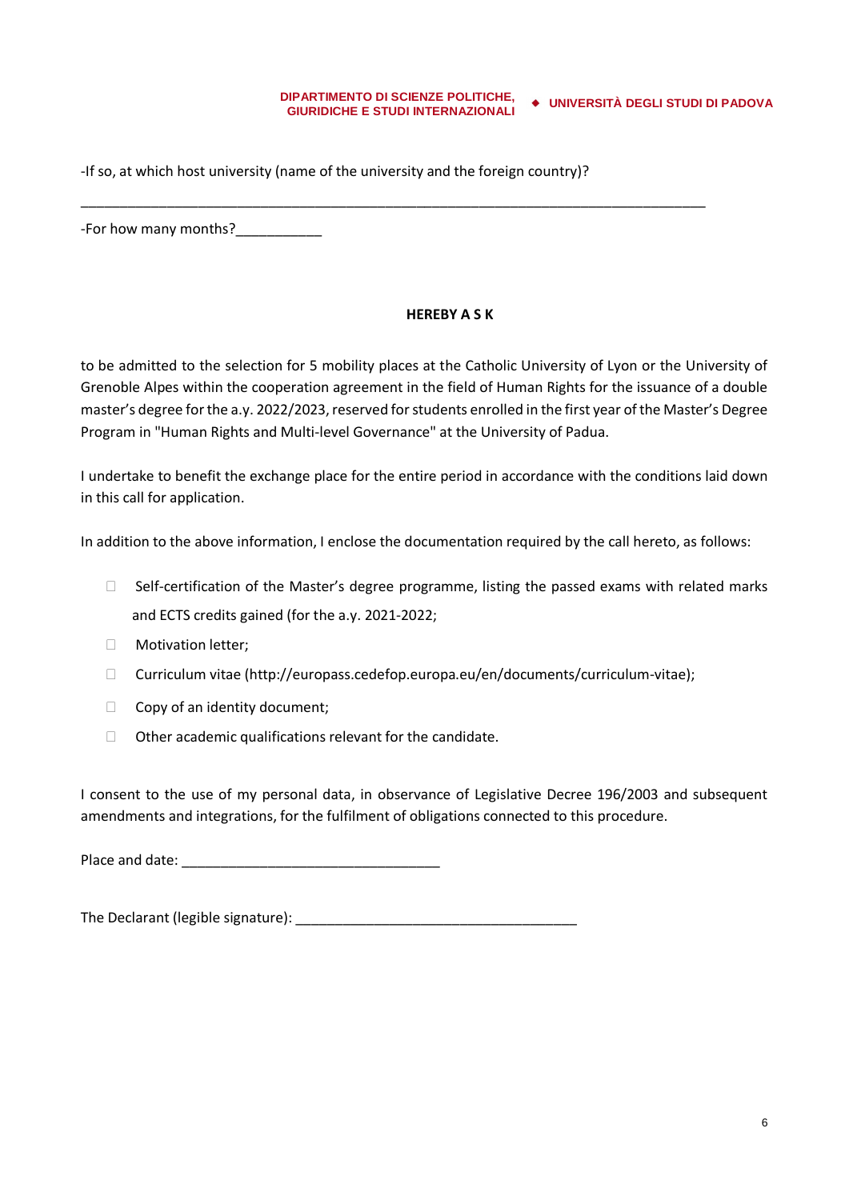-If so, at which host university (name of the university and the foreign country)?

\_\_\_\_\_\_\_\_\_\_\_\_\_\_\_\_\_\_\_\_\_\_\_\_\_\_\_\_\_\_\_\_\_\_\_\_\_\_\_\_\_\_\_\_\_\_\_\_\_\_\_\_\_\_\_\_\_\_\_\_\_\_\_\_\_\_\_\_\_\_\_\_\_\_\_\_\_\_

-For how many months?\_\_\_\_\_\_\_\_\_\_\_

**HEREBY A S K**

to be admitted to the selection for 5 mobility places at the Catholic University of Lyon or the University of Grenoble Alpes within the cooperation agreement in the field of Human Rights for the issuance of a double master's degree for the a.y. 2022/2023, reserved for students enrolled in the first year of the Master's Degree Program in "Human Rights and Multi-level Governance" at the University of Padua.

I undertake to benefit the exchange place for the entire period in accordance with the conditions laid down in this call for application.

In addition to the above information, I enclose the documentation required by the call hereto, as follows:

- ☐ Self-certification of the Master's degree programme, listing the passed exams with related marks and ECTS credits gained (for the a.y. 2021-2022;
- ☐ Motivation letter;
- ☐ Curriculum vitae (http://europass.cedefop.europa.eu/en/documents/curriculum-vitae);
- ☐ Copy of an identity document;
- ☐ Other academic qualifications relevant for the candidate.

I consent to the use of my personal data, in observance of Legislative Decree 196/2003 and subsequent amendments and integrations, for the fulfilment of obligations connected to this procedure.

Place and date: \_\_\_\_\_\_\_\_\_\_\_\_\_\_\_\_\_\_\_\_\_\_\_\_\_\_\_\_\_\_\_\_\_

The Declarant (legible signature): \_\_\_\_\_\_\_\_\_\_\_\_\_\_\_\_\_\_\_\_\_\_\_\_\_\_\_\_\_\_\_\_\_\_\_\_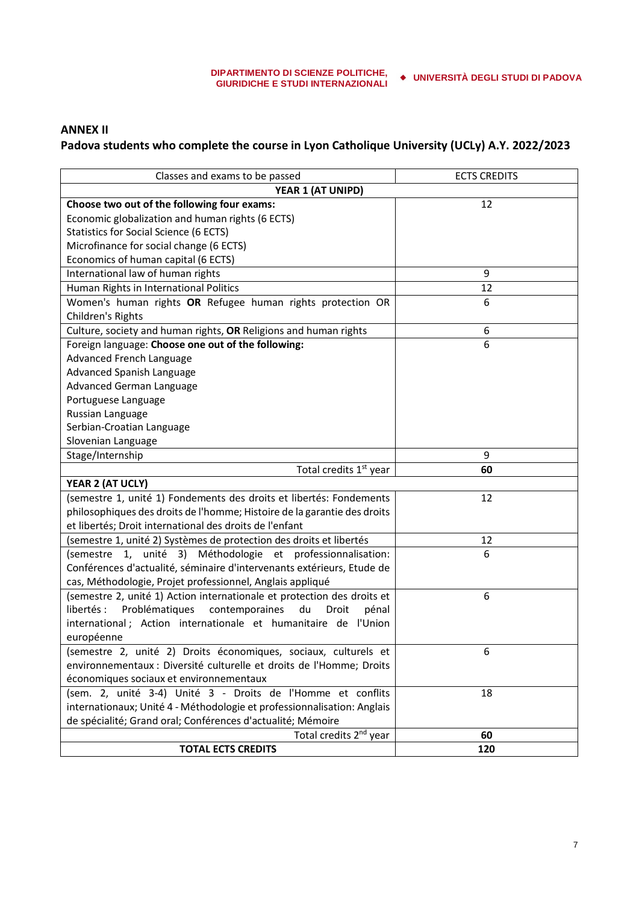## ANNEX II

## Padova students who complete the course in Lyon Catholique University (UCLy) A.Y. 2022/2023

| Classes and exams to be passed | ECTS CREDITS |
|---|---|
| **YEAR 1 (AT UNIPD)** | |
| **Choose two out of the following four exams:**<br>Economic globalization and human rights (6 ECTS)<br>Statistics for Social Science (6 ECTS)<br>Microfinance for social change (6 ECTS)<br>Economics of human capital (6 ECTS) | 12 |
| International law of human rights | 9 |
| Human Rights in International Politics | 12 |
| Women's human rights **OR** Refugee human rights protection OR Children's Rights | 6 |
| Culture, society and human rights, **OR** Religions and human rights | 6 |
| Foreign language: **Choose one out of the following:**<br>Advanced French Language<br>Advanced Spanish Language<br>Advanced German Language<br>Portuguese Language<br>Russian Language<br>Serbian-Croatian Language<br>Slovenian Language | 6 |
| Stage/Internship | 9 |
| Total credits 1st year | **60** |
| **YEAR 2 (AT UCLY)** | |
| (semestre 1, unité 1) Fondements des droits et libertés: Fondements philosophiques des droits de l'homme; Histoire de la garantie des droits et libertés; Droit international des droits de l'enfant | 12 |
| (semestre 1, unité 2) Systèmes de protection des droits et libertés | 12 |
| (semestre 1, unité 3) Méthodologie et professionnalisation: Conférences d'actualité, séminaire d'intervenants extérieurs, Etude de cas, Méthodologie, Projet professionnel, Anglais appliqué | 6 |
| (semestre 2, unité 1) Action internationale et protection des droits et libertés : Problématiques contemporaines du Droit pénal international ; Action internationale et humanitaire de l'Union européenne | 6 |
| (semestre 2, unité 2) Droits économiques, sociaux, culturels et environnementaux : Diversité culturelle et droits de l'Homme; Droits économiques sociaux et environnementaux | 6 |
| (sem. 2, unité 3-4) Unité 3 - Droits de l'Homme et conflits internationaux; Unité 4 - Méthodologie et professionnalisation: Anglais de spécialité; Grand oral; Conférences d'actualité; Mémoire | 18 |
| Total credits 2nd year | **60** |
| **TOTAL ECTS CREDITS** | **120** |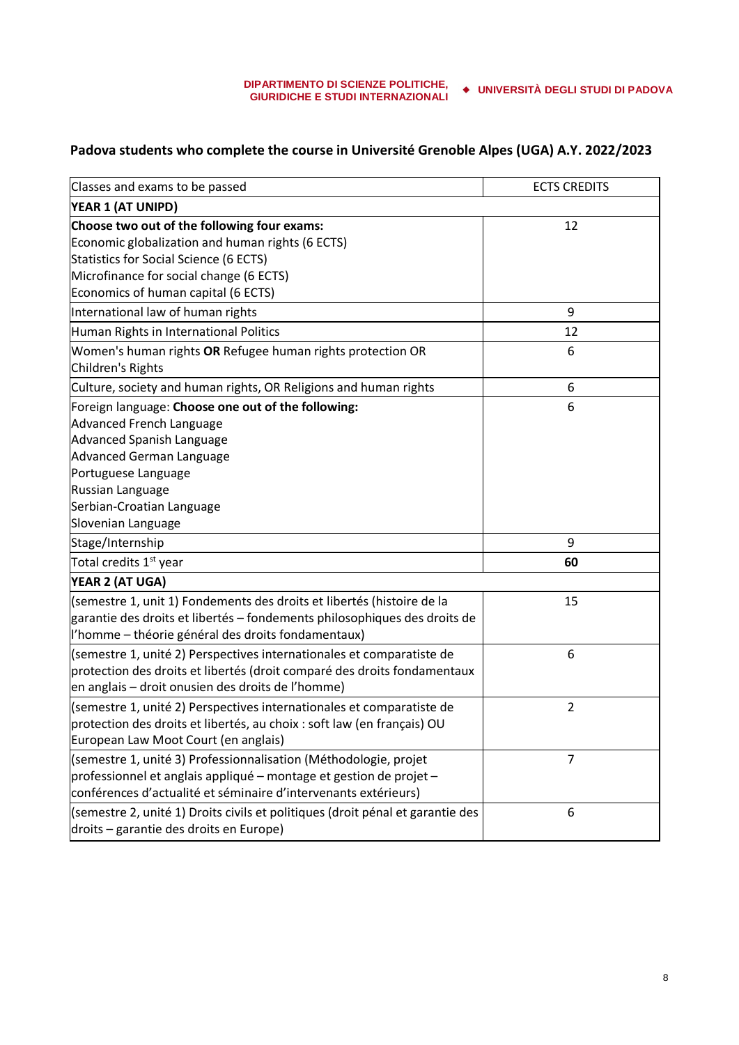## Padova students who complete the course in Université Grenoble Alpes (UGA) A.Y. 2022/2023

| Classes and exams to be passed | ECTS CREDITS |
|---|---|
| **YEAR 1 (AT UNIPD)** | |
| **Choose two out of the following four exams:**<br>Economic globalization and human rights (6 ECTS)<br>Statistics for Social Science (6 ECTS)<br>Microfinance for social change (6 ECTS)<br>Economics of human capital (6 ECTS) | 12 |
| International law of human rights | 9 |
| Human Rights in International Politics | 12 |
| Women's human rights **OR** Refugee human rights protection OR Children's Rights | 6 |
| Culture, society and human rights, OR Religions and human rights | 6 |
| Foreign language: **Choose one out of the following:**<br>Advanced French Language<br>Advanced Spanish Language<br>Advanced German Language<br>Portuguese Language<br>Russian Language<br>Serbian-Croatian Language<br>Slovenian Language | 6 |
| Stage/Internship | 9 |
| Total credits 1st year | **60** |
| **YEAR 2 (AT UGA)** | |
| (semestre 1, unit 1) Fondements des droits et libertés (histoire de la garantie des droits et libertés – fondements philosophiques des droits de l'homme – théorie général des droits fondamentaux) | 15 |
| (semestre 1, unité 2) Perspectives internationales et comparatiste de protection des droits et libertés (droit comparé des droits fondamentaux en anglais – droit onusien des droits de l'homme) | 6 |
| (semestre 1, unité 2) Perspectives internationales et comparatiste de protection des droits et libertés, au choix : soft law (en français) OU European Law Moot Court (en anglais) | 2 |
| (semestre 1, unité 3) Professionnalisation (Méthodologie, projet professionnel et anglais appliqué – montage et gestion de projet – conférences d'actualité et séminaire d'intervenants extérieurs) | 7 |
| (semestre 2, unité 1) Droits civils et politiques (droit pénal et garantie des droits – garantie des droits en Europe) | 6 |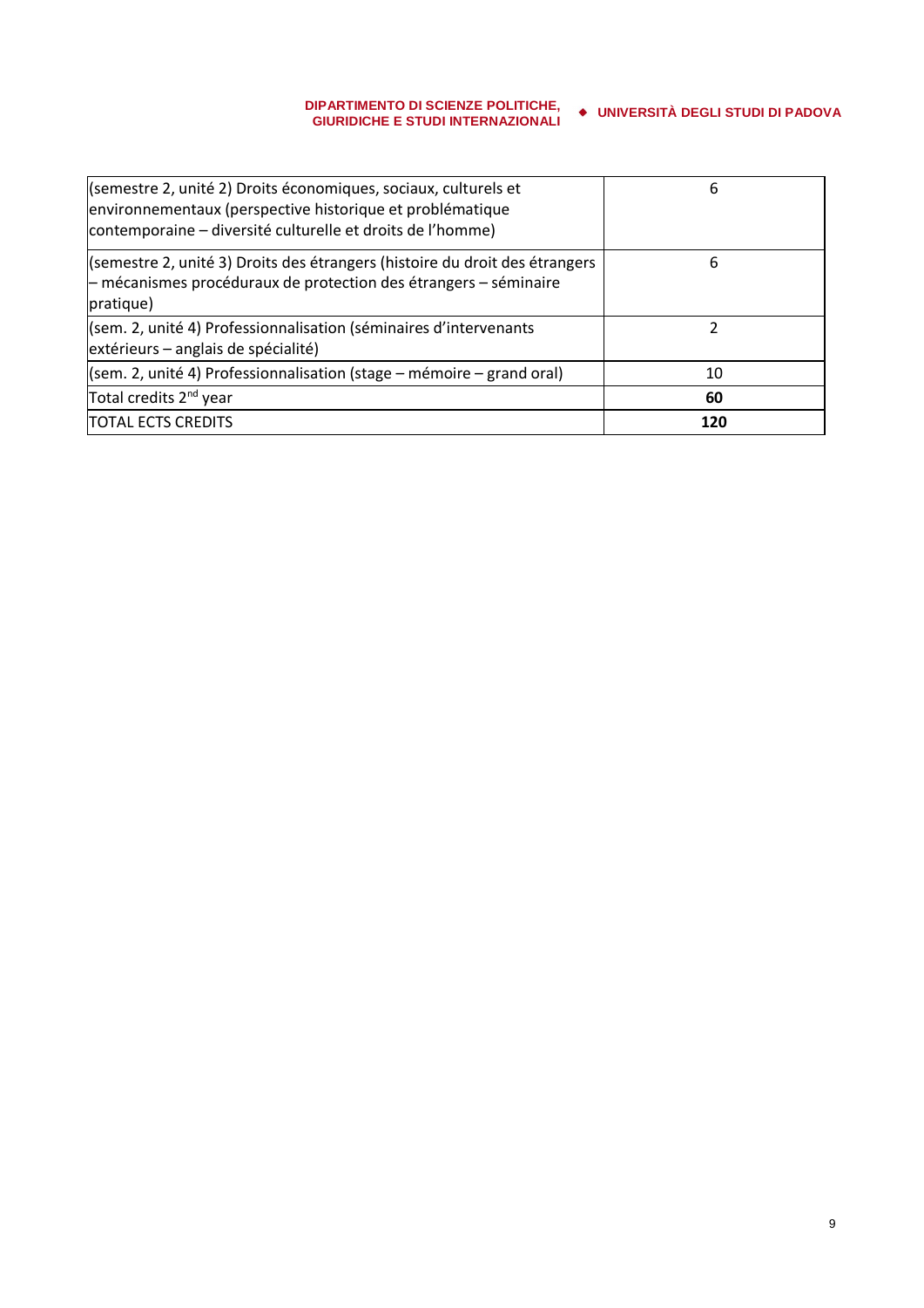| | |
|---|---|
| (semestre 2, unité 2) Droits économiques, sociaux, culturels et environnementaux (perspective historique et problématique contemporaine – diversité culturelle et droits de l'homme) | 6 |
| (semestre 2, unité 3) Droits des étrangers (histoire du droit des étrangers – mécanismes procéduraux de protection des étrangers – séminaire pratique) | 6 |
| (sem. 2, unité 4) Professionnalisation (séminaires d'intervenants extérieurs – anglais de spécialité) | 2 |
| (sem. 2, unité 4) Professionnalisation (stage – mémoire – grand oral) | 10 |
| Total credits 2nd year | **60** |
| TOTAL ECTS CREDITS | **120** |